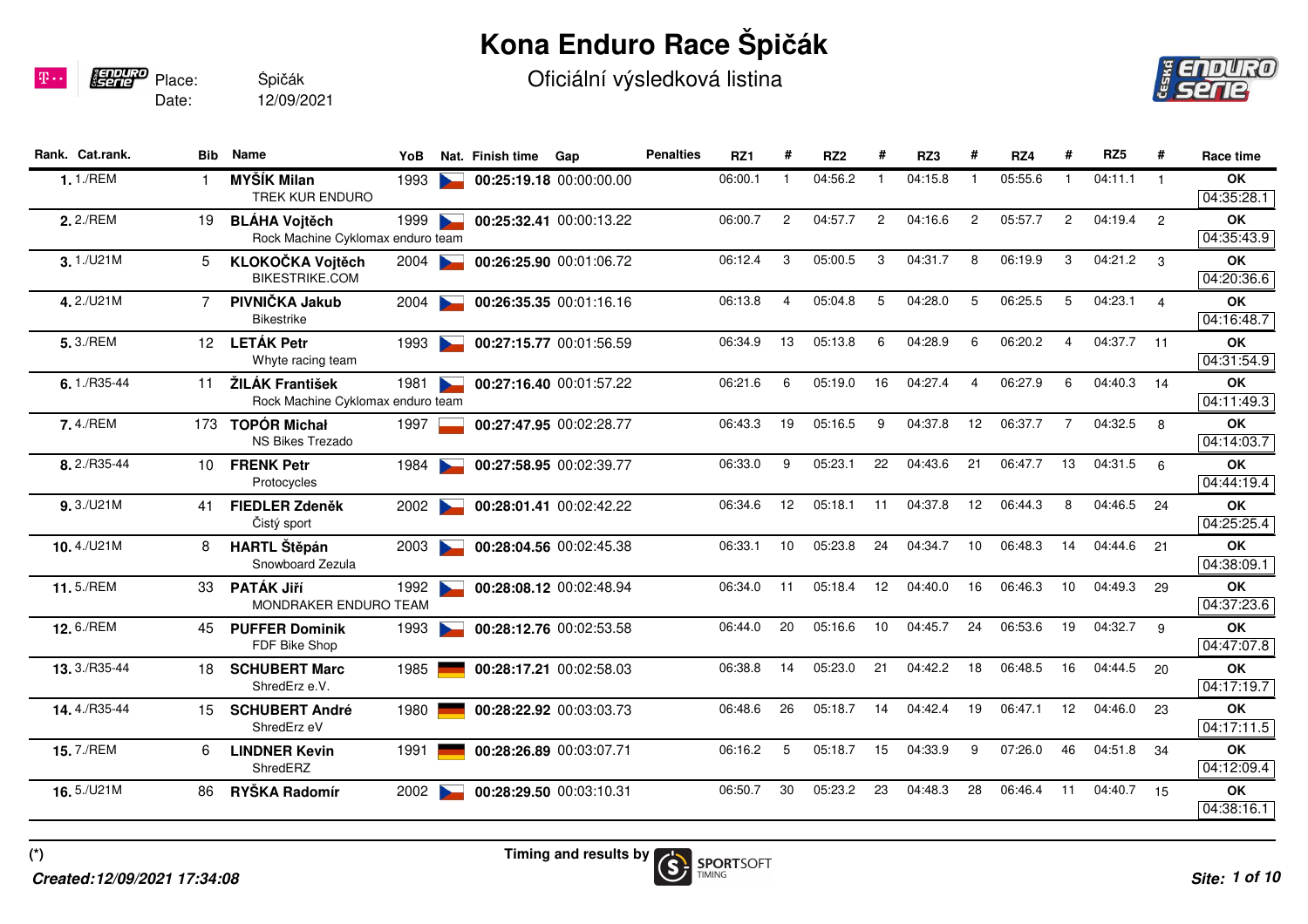# Kona Enduro Race Špičák

## Oficiální výsledková listina

Place: Špičák
Date: 12/09/2021

| Rank. | Cat.rank. | Bib | Name | YoB | Nat. | Finish time | Gap | Penalties | RZ1 | # | RZ2 | # | RZ3 | # | RZ4 | # | RZ5 | # | Race time |
|---|---|---|---|---|---|---|---|---|---|---|---|---|---|---|---|---|---|---|---|
| 1. | 1./REM | 1 | **MYŠÍK Milan**<br>TREK KUR ENDURO | 1993 | | **00:25:19.18** | 00:00:00.00 | | 06:00.1 | 1 | 04:56.2 | 1 | 04:15.8 | 1 | 05:55.6 | 1 | 04:11.1 | 1 | OK<br>04:35:28.1 |
| 2. | 2./REM | 19 | **BLÁHA Vojtěch**<br>Rock Machine Cyklomax enduro team | 1999 | | **00:25:32.41** | 00:00:13.22 | | 06:00.7 | 2 | 04:57.7 | 2 | 04:16.6 | 2 | 05:57.7 | 2 | 04:19.4 | 2 | OK<br>04:35:43.9 |
| 3. | 1./U21M | 5 | **KLOKOČKA Vojtěch**<br>BIKESTRIKE.COM | 2004 | | **00:26:25.90** | 00:01:06.72 | | 06:12.4 | 3 | 05:00.5 | 3 | 04:31.7 | 8 | 06:19.9 | 3 | 04:21.2 | 3 | OK<br>04:20:36.6 |
| 4. | 2./U21M | 7 | **PIVNIČKA Jakub**<br>Bikestrike | 2004 | | **00:26:35.35** | 00:01:16.16 | | 06:13.8 | 4 | 05:04.8 | 5 | 04:28.0 | 5 | 06:25.5 | 5 | 04:23.1 | 4 | OK<br>04:16:48.7 |
| 5. | 3./REM | 12 | **LETÁK Petr**<br>Whyte racing team | 1993 | | **00:27:15.77** | 00:01:56.59 | | 06:34.9 | 13 | 05:13.8 | 6 | 04:28.9 | 6 | 06:20.2 | 4 | 04:37.7 | 11 | OK<br>04:31:54.9 |
| 6. | 1./R35-44 | 11 | **ŽILÁK František**<br>Rock Machine Cyklomax enduro team | 1981 | | **00:27:16.40** | 00:01:57.22 | | 06:21.6 | 6 | 05:19.0 | 16 | 04:27.4 | 4 | 06:27.9 | 6 | 04:40.3 | 14 | OK<br>04:11:49.3 |
| 7. | 4./REM | 173 | **TOPÓR Michał**<br>NS Bikes Trezado | 1997 | | **00:27:47.95** | 00:02:28.77 | | 06:43.3 | 19 | 05:16.5 | 9 | 04:37.8 | 12 | 06:37.7 | 7 | 04:32.5 | 8 | OK<br>04:14:03.7 |
| 8. | 2./R35-44 | 10 | **FRENK Petr**<br>Protocycles | 1984 | | **00:27:58.95** | 00:02:39.77 | | 06:33.0 | 9 | 05:23.1 | 22 | 04:43.6 | 21 | 06:47.7 | 13 | 04:31.5 | 6 | OK<br>04:44:19.4 |
| 9. | 3./U21M | 41 | **FIEDLER Zdeněk**<br>Čistý sport | 2002 | | **00:28:01.41** | 00:02:42.22 | | 06:34.6 | 12 | 05:18.1 | 11 | 04:37.8 | 12 | 06:44.3 | 8 | 04:46.5 | 24 | OK<br>04:25:25.4 |
| 10. | 4./U21M | 8 | **HARTL Štěpán**<br>Snowboard Zezula | 2003 | | **00:28:04.56** | 00:02:45.38 | | 06:33.1 | 10 | 05:23.8 | 24 | 04:34.7 | 10 | 06:48.3 | 14 | 04:44.6 | 21 | OK<br>04:38:09.1 |
| 11. | 5./REM | 33 | **PATÁK Jiří**<br>MONDRAKER ENDURO TEAM | 1992 | | **00:28:08.12** | 00:02:48.94 | | 06:34.0 | 11 | 05:18.4 | 12 | 04:40.0 | 16 | 06:46.3 | 10 | 04:49.3 | 29 | OK<br>04:37:23.6 |
| 12. | 6./REM | 45 | **PUFFER Dominik**<br>FDF Bike Shop | 1993 | | **00:28:12.76** | 00:02:53.58 | | 06:44.0 | 20 | 05:16.6 | 10 | 04:45.7 | 24 | 06:53.6 | 19 | 04:32.7 | 9 | OK<br>04:47:07.8 |
| 13. | 3./R35-44 | 18 | **SCHUBERT Marc**<br>ShredErz e.V. | 1985 | | **00:28:17.21** | 00:02:58.03 | | 06:38.8 | 14 | 05:23.0 | 21 | 04:42.2 | 18 | 06:48.5 | 16 | 04:44.5 | 20 | OK<br>04:17:19.7 |
| 14. | 4./R35-44 | 15 | **SCHUBERT André**<br>ShredErz eV | 1980 | | **00:28:22.92** | 00:03:03.73 | | 06:48.6 | 26 | 05:18.7 | 14 | 04:42.4 | 19 | 06:47.1 | 12 | 04:46.0 | 23 | OK<br>04:17:11.5 |
| 15. | 7./REM | 6 | **LINDNER Kevin**<br>ShredERZ | 1991 | | **00:28:26.89** | 00:03:07.71 | | 06:16.2 | 5 | 05:18.7 | 15 | 04:33.9 | 9 | 07:26.0 | 46 | 04:51.8 | 34 | OK<br>04:12:09.4 |
| 16. | 5./U21M | 86 | **RYŠKA Radomír** | 2002 | | **00:28:29.50** | 00:03:10.31 | | 06:50.7 | 30 | 05:23.2 | 23 | 04:48.3 | 28 | 06:46.4 | 11 | 04:40.7 | 15 | OK<br>04:38:16.1 |

(*)

Timing and results by SPORTSOFT TIMING

*Created:12/09/2021 17:34:08*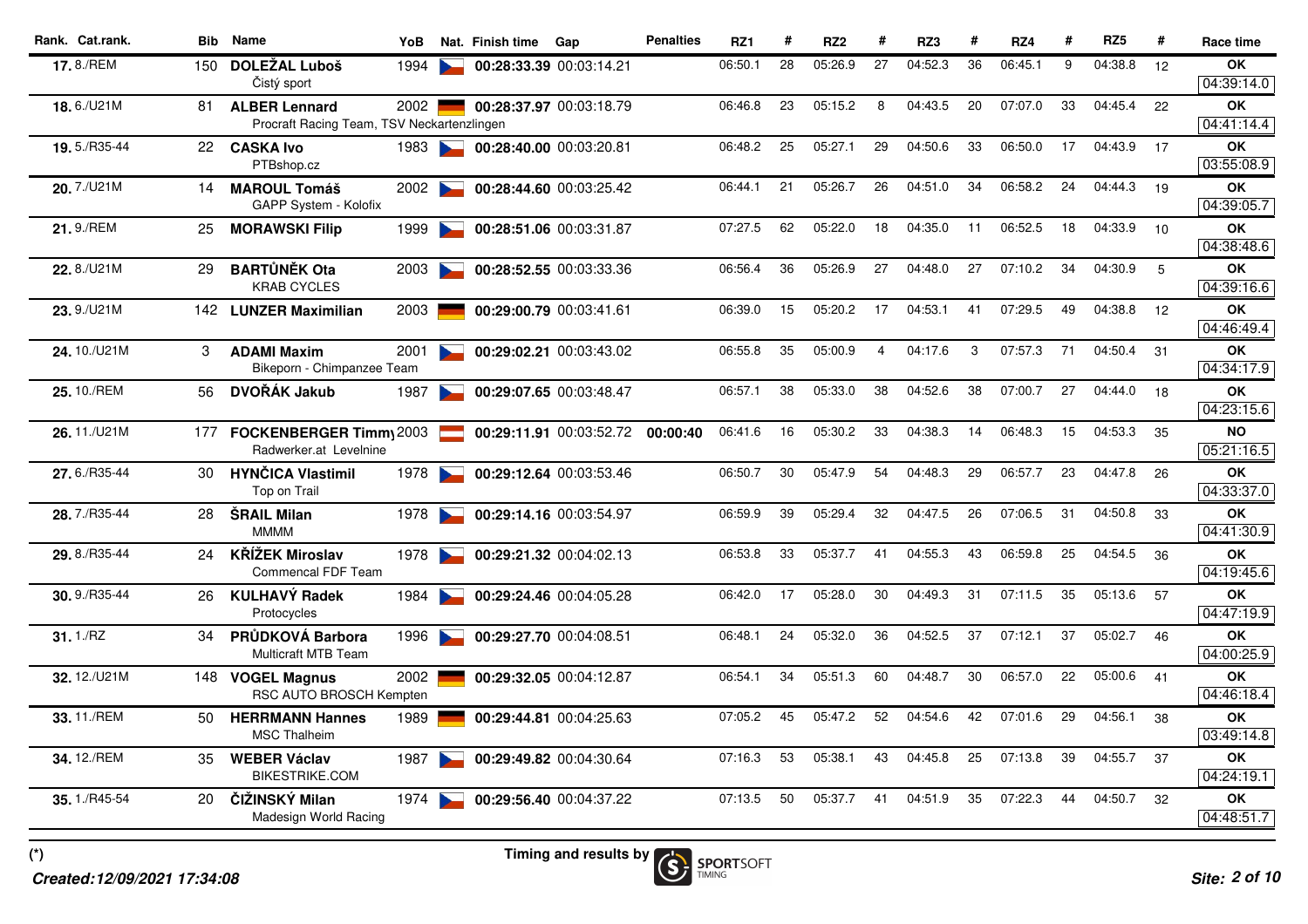| Rank. | Cat.rank. | Bib | Name | YoB | Nat. | Finish time | Gap | Penalties | RZ1 | # | RZ2 | # | RZ3 | # | RZ4 | # | RZ5 | # | Race time |
|---|---|---|---|---|---|---|---|---|---|---|---|---|---|---|---|---|---|---|---|
| 17. | 8./REM | 150 | **DOLEŽAL Luboš** Čistý sport | 1994 | | **00:28:33.39** | 00:03:14.21 | | 06:50.1 | 28 | 05:26.9 | 27 | 04:52.3 | 36 | 06:45.1 | 9 | 04:38.8 | 12 | **OK** 04:39:14.0 |
| 18. | 6./U21M | 81 | **ALBER Lennard** Procraft Racing Team, TSV Neckartenzlingen | 2002 | | **00:28:37.97** | 00:03:18.79 | | 06:46.8 | 23 | 05:15.2 | 8 | 04:43.5 | 20 | 07:07.0 | 33 | 04:45.4 | 22 | **OK** 04:41:14.4 |
| 19. | 5./R35-44 | 22 | **CASKA Ivo** PTBshop.cz | 1983 | | **00:28:40.00** | 00:03:20.81 | | 06:48.2 | 25 | 05:27.1 | 29 | 04:50.6 | 33 | 06:50.0 | 17 | 04:43.9 | 17 | **OK** 03:55:08.9 |
| 20. | 7./U21M | 14 | **MAROUL Tomáš** GAPP System - Kolofix | 2002 | | **00:28:44.60** | 00:03:25.42 | | 06:44.1 | 21 | 05:26.7 | 26 | 04:51.0 | 34 | 06:58.2 | 24 | 04:44.3 | 19 | **OK** 04:39:05.7 |
| 21. | 9./REM | 25 | **MORAWSKI Filip** | 1999 | | **00:28:51.06** | 00:03:31.87 | | 07:27.5 | 62 | 05:22.0 | 18 | 04:35.0 | 11 | 06:52.5 | 18 | 04:33.9 | 10 | **OK** 04:38:48.6 |
| 22. | 8./U21M | 29 | **BARTŮNĚK Ota** KRAB CYCLES | 2003 | | **00:28:52.55** | 00:03:33.36 | | 06:56.4 | 36 | 05:26.9 | 27 | 04:48.0 | 27 | 07:10.2 | 34 | 04:30.9 | 5 | **OK** 04:39:16.6 |
| 23. | 9./U21M | 142 | **LUNZER Maximilian** | 2003 | | **00:29:00.79** | 00:03:41.61 | | 06:39.0 | 15 | 05:20.2 | 17 | 04:53.1 | 41 | 07:29.5 | 49 | 04:38.8 | 12 | **OK** 04:46:49.4 |
| 24. | 10./U21M | 3 | **ADAMI Maxim** Bikeporn - Chimpanzee Team | 2001 | | **00:29:02.21** | 00:03:43.02 | | 06:55.8 | 35 | 05:00.9 | 4 | 04:17.6 | 3 | 07:57.3 | 71 | 04:50.4 | 31 | **OK** 04:34:17.9 |
| 25. | 10./REM | 56 | **DVOŘÁK Jakub** | 1987 | | **00:29:07.65** | 00:03:48.47 | | 06:57.1 | 38 | 05:33.0 | 38 | 04:52.6 | 38 | 07:00.7 | 27 | 04:44.0 | 18 | **OK** 04:23:15.6 |
| 26. | 11./U21M | 177 | **FOCKENBERGER Timmy** Radwerker.at Levelnine | 2003 | | **00:29:11.91** | 00:03:52.72 | **00:00:40** | 06:41.6 | 16 | 05:30.2 | 33 | 04:38.3 | 14 | 06:48.3 | 15 | 04:53.3 | 35 | **NO** 05:21:16.5 |
| 27. | 6./R35-44 | 30 | **HYNČICA Vlastimil** Top on Trail | 1978 | | **00:29:12.64** | 00:03:53.46 | | 06:50.7 | 30 | 05:47.9 | 54 | 04:48.3 | 29 | 06:57.7 | 23 | 04:47.8 | 26 | **OK** 04:33:37.0 |
| 28. | 7./R35-44 | 28 | **ŠRAIL Milan** MMMM | 1978 | | **00:29:14.16** | 00:03:54.97 | | 06:59.9 | 39 | 05:29.4 | 32 | 04:47.5 | 26 | 07:06.5 | 31 | 04:50.8 | 33 | **OK** 04:41:30.9 |
| 29. | 8./R35-44 | 24 | **KŘÍŽEK Miroslav** Commencal FDF Team | 1978 | | **00:29:21.32** | 00:04:02.13 | | 06:53.8 | 33 | 05:37.7 | 41 | 04:55.3 | 43 | 06:59.8 | 25 | 04:54.5 | 36 | **OK** 04:19:45.6 |
| 30. | 9./R35-44 | 26 | **KULHAVÝ Radek** Protocycles | 1984 | | **00:29:24.46** | 00:04:05.28 | | 06:42.0 | 17 | 05:28.0 | 30 | 04:49.3 | 31 | 07:11.5 | 35 | 05:13.6 | 57 | **OK** 04:47:19.9 |
| 31. | 1./RZ | 34 | **PRŮDKOVÁ Barbora** Multicraft MTB Team | 1996 | | **00:29:27.70** | 00:04:08.51 | | 06:48.1 | 24 | 05:32.0 | 36 | 04:52.5 | 37 | 07:12.1 | 37 | 05:02.7 | 46 | **OK** 04:00:25.9 |
| 32. | 12./U21M | 148 | **VOGEL Magnus** RSC AUTO BROSCH Kempten | 2002 | | **00:29:32.05** | 00:04:12.87 | | 06:54.1 | 34 | 05:51.3 | 60 | 04:48.7 | 30 | 06:57.0 | 22 | 05:00.6 | 41 | **OK** 04:46:18.4 |
| 33. | 11./REM | 50 | **HERRMANN Hannes** MSC Thalheim | 1989 | | **00:29:44.81** | 00:04:25.63 | | 07:05.2 | 45 | 05:47.2 | 52 | 04:54.6 | 42 | 07:01.6 | 29 | 04:56.1 | 38 | **OK** 03:49:14.8 |
| 34. | 12./REM | 35 | **WEBER Václav** BIKESTRIKE.COM | 1987 | | **00:29:49.82** | 00:04:30.64 | | 07:16.3 | 53 | 05:38.1 | 43 | 04:45.8 | 25 | 07:13.8 | 39 | 04:55.7 | 37 | **OK** 04:24:19.1 |
| 35. | 1./R45-54 | 20 | **ČIŽINSKÝ Milan** Madesign World Racing | 1974 | | **00:29:56.40** | 00:04:37.22 | | 07:13.5 | 50 | 05:37.7 | 41 | 04:51.9 | 35 | 07:22.3 | 44 | 04:50.7 | 32 | **OK** 04:48:51.7 |

(*)

Timing and results by SPORTSOFT TIMING

*Created:12/09/2021 17:34:08*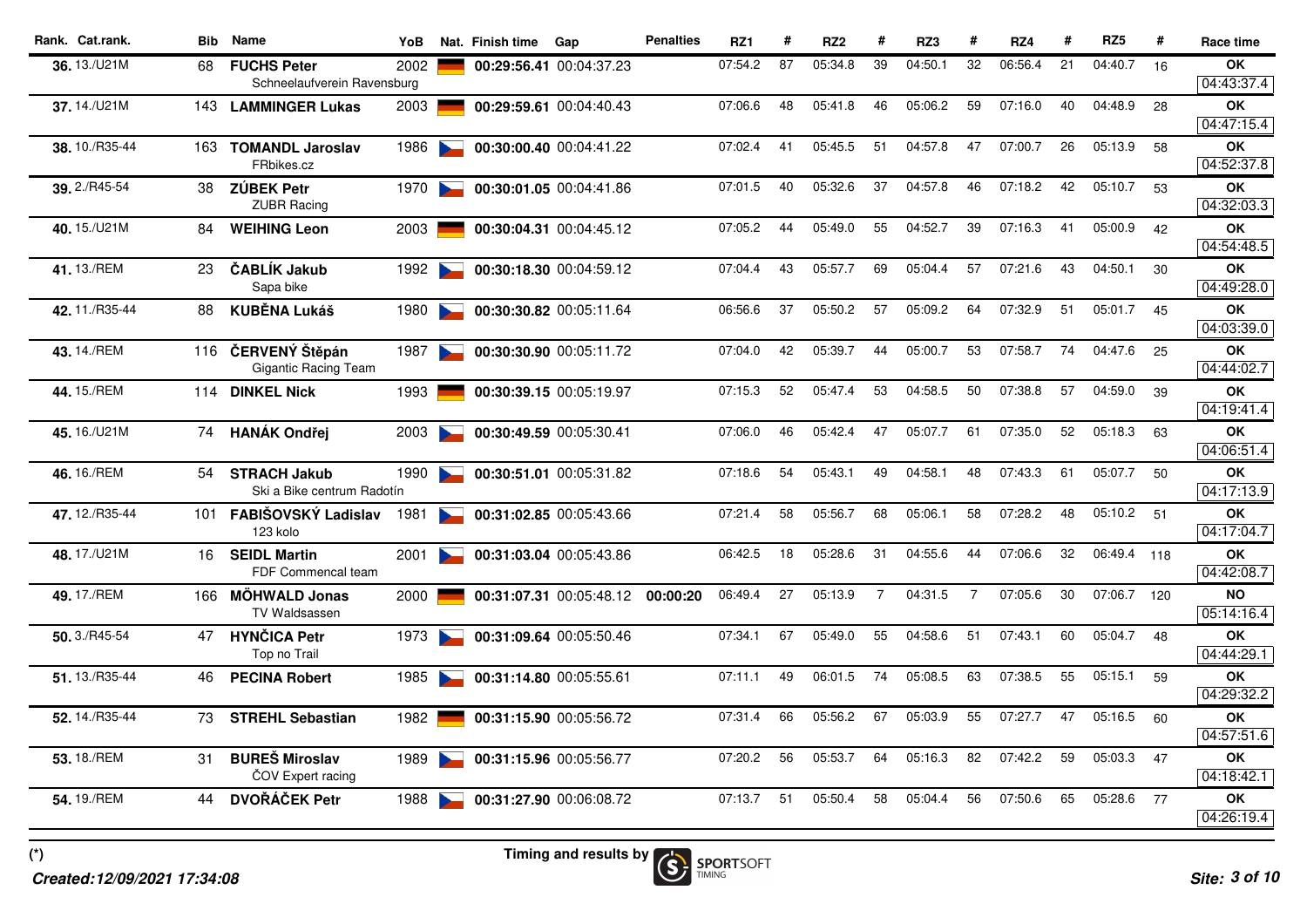| Rank. | Cat.rank. | Bib | Name | YoB | Nat. | Finish time | Gap | Penalties | RZ1 | # | RZ2 | # | RZ3 | # | RZ4 | # | RZ5 | # | Race time |
|---|---|---|---|---|---|---|---|---|---|---|---|---|---|---|---|---|---|---|---|
| **36.** | 13./U21M | 68 | **FUCHS Peter** Schneelaufverein Ravensburg | 2002 | | **00:29:56.41** | 00:04:37.23 | | 07:54.2 | 87 | 05:34.8 | 39 | 04:50.1 | 32 | 06:56.4 | 21 | 04:40.7 | 16 | **OK** 04:43:37.4 |
| **37.** | 14./U21M | 143 | **LAMMINGER Lukas** | 2003 | | **00:29:59.61** | 00:04:40.43 | | 07:06.6 | 48 | 05:41.8 | 46 | 05:06.2 | 59 | 07:16.0 | 40 | 04:48.9 | 28 | **OK** 04:47:15.4 |
| **38.** | 10./R35-44 | 163 | **TOMANDL Jaroslav** FRbikes.cz | 1986 | | **00:30:00.40** | 00:04:41.22 | | 07:02.4 | 41 | 05:45.5 | 51 | 04:57.8 | 47 | 07:00.7 | 26 | 05:13.9 | 58 | **OK** 04:52:37.8 |
| **39.** | 2./R45-54 | 38 | **ZÚBEK Petr** ZUBR Racing | 1970 | | **00:30:01.05** | 00:04:41.86 | | 07:01.5 | 40 | 05:32.6 | 37 | 04:57.8 | 46 | 07:18.2 | 42 | 05:10.7 | 53 | **OK** 04:32:03.3 |
| **40.** | 15./U21M | 84 | **WEIHING Leon** | 2003 | | **00:30:04.31** | 00:04:45.12 | | 07:05.2 | 44 | 05:49.0 | 55 | 04:52.7 | 39 | 07:16.3 | 41 | 05:00.9 | 42 | **OK** 04:54:48.5 |
| **41.** | 13./REM | 23 | **ČABLÍK Jakub** Sapa bike | 1992 | | **00:30:18.30** | 00:04:59.12 | | 07:04.4 | 43 | 05:57.7 | 69 | 05:04.4 | 57 | 07:21.6 | 43 | 04:50.1 | 30 | **OK** 04:49:28.0 |
| **42.** | 11./R35-44 | 88 | **KUBĚNA Lukáš** | 1980 | | **00:30:30.82** | 00:05:11.64 | | 06:56.6 | 37 | 05:50.2 | 57 | 05:09.2 | 64 | 07:32.9 | 51 | 05:01.7 | 45 | **OK** 04:03:39.0 |
| **43.** | 14./REM | 116 | **ČERVENÝ Štěpán** Gigantic Racing Team | 1987 | | **00:30:30.90** | 00:05:11.72 | | 07:04.0 | 42 | 05:39.7 | 44 | 05:00.7 | 53 | 07:58.7 | 74 | 04:47.6 | 25 | **OK** 04:44:02.7 |
| **44.** | 15./REM | 114 | **DINKEL Nick** | 1993 | | **00:30:39.15** | 00:05:19.97 | | 07:15.3 | 52 | 05:47.4 | 53 | 04:58.5 | 50 | 07:38.8 | 57 | 04:59.0 | 39 | **OK** 04:19:41.4 |
| **45.** | 16./U21M | 74 | **HANÁK Ondřej** | 2003 | | **00:30:49.59** | 00:05:30.41 | | 07:06.0 | 46 | 05:42.4 | 47 | 05:07.7 | 61 | 07:35.0 | 52 | 05:18.3 | 63 | **OK** 04:06:51.4 |
| **46.** | 16./REM | 54 | **STRACH Jakub** Ski a Bike centrum Radotín | 1990 | | **00:30:51.01** | 00:05:31.82 | | 07:18.6 | 54 | 05:43.1 | 49 | 04:58.1 | 48 | 07:43.3 | 61 | 05:07.7 | 50 | **OK** 04:17:13.9 |
| **47.** | 12./R35-44 | 101 | **FABIŠOVSKÝ Ladislav** 123 kolo | 1981 | | **00:31:02.85** | 00:05:43.66 | | 07:21.4 | 58 | 05:56.7 | 68 | 05:06.1 | 58 | 07:28.2 | 48 | 05:10.2 | 51 | **OK** 04:17:04.7 |
| **48.** | 17./U21M | 16 | **SEIDL Martin** FDF Commencal team | 2001 | | **00:31:03.04** | 00:05:43.86 | | 06:42.5 | 18 | 05:28.6 | 31 | 04:55.6 | 44 | 07:06.6 | 32 | 06:49.4 | 118 | **OK** 04:42:08.7 |
| **49.** | 17./REM | 166 | **MÖHWALD Jonas** TV Waldsassen | 2000 | | **00:31:07.31** | 00:05:48.12 | **00:00:20** | 06:49.4 | 27 | 05:13.9 | 7 | 04:31.5 | 7 | 07:05.6 | 30 | 07:06.7 | 120 | **NO** 05:14:16.4 |
| **50.** | 3./R45-54 | 47 | **HYNČICA Petr** Top no Trail | 1973 | | **00:31:09.64** | 00:05:50.46 | | 07:34.1 | 67 | 05:49.0 | 55 | 04:58.6 | 51 | 07:43.1 | 60 | 05:04.7 | 48 | **OK** 04:44:29.1 |
| **51.** | 13./R35-44 | 46 | **PECINA Robert** | 1985 | | **00:31:14.80** | 00:05:55.61 | | 07:11.1 | 49 | 06:01.5 | 74 | 05:08.5 | 63 | 07:38.5 | 55 | 05:15.1 | 59 | **OK** 04:29:32.2 |
| **52.** | 14./R35-44 | 73 | **STREHL Sebastian** | 1982 | | **00:31:15.90** | 00:05:56.72 | | 07:31.4 | 66 | 05:56.2 | 67 | 05:03.9 | 55 | 07:27.7 | 47 | 05:16.5 | 60 | **OK** 04:57:51.6 |
| **53.** | 18./REM | 31 | **BUREŠ Miroslav** ČOV Expert racing | 1989 | | **00:31:15.96** | 00:05:56.77 | | 07:20.2 | 56 | 05:53.7 | 64 | 05:16.3 | 82 | 07:42.2 | 59 | 05:03.3 | 47 | **OK** 04:18:42.1 |
| **54.** | 19./REM | 44 | **DVOŘÁČEK Petr** | 1988 | | **00:31:27.90** | 00:06:08.72 | | 07:13.7 | 51 | 05:50.4 | 58 | 05:04.4 | 56 | 07:50.6 | 65 | 05:28.6 | 77 | **OK** 04:26:19.4 |

(*)

Timing and results by SPORTSOFT TIMING

*Created:12/09/2021 17:34:08*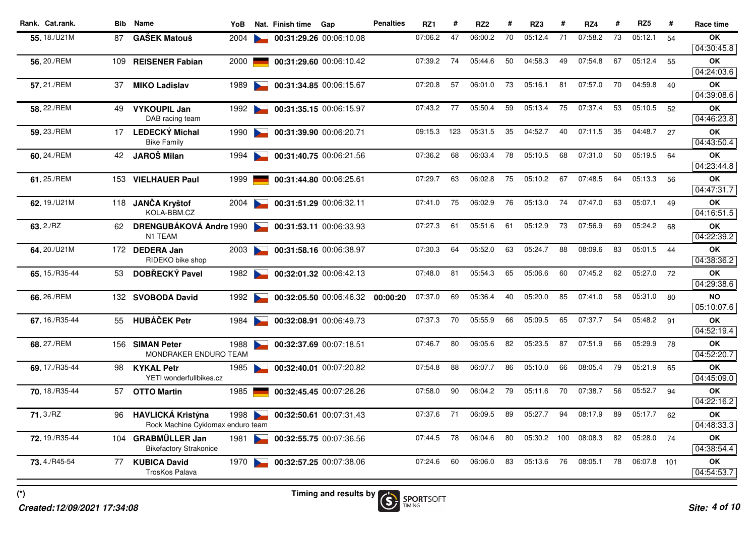| Rank. | Cat.rank. | Bib | Name | YoB | Nat. | Finish time | Gap | Penalties | RZ1 | # | RZ2 | # | RZ3 | # | RZ4 | # | RZ5 | # | Race time |
|---|---|---|---|---|---|---|---|---|---|---|---|---|---|---|---|---|---|---|---|
| 55. | 18./U21M | 87 | **GAŠEK Matouš** | 2004 | | **00:31:29.26** | 00:06:10.08 | | 07:06.2 | 47 | 06:00.2 | 70 | 05:12.4 | 71 | 07:58.2 | 73 | 05:12.1 | 54 | **OK** 04:30:45.8 |
| 56. | 20./REM | 109 | **REISENER Fabian** | 2000 | | **00:31:29.60** | 00:06:10.42 | | 07:39.2 | 74 | 05:44.6 | 50 | 04:58.3 | 49 | 07:54.8 | 67 | 05:12.4 | 55 | **OK** 04:24:03.6 |
| 57. | 21./REM | 37 | **MIKO Ladislav** | 1989 | | **00:31:34.85** | 00:06:15.67 | | 07:20.8 | 57 | 06:01.0 | 73 | 05:16.1 | 81 | 07:57.0 | 70 | 04:59.8 | 40 | **OK** 04:39:08.6 |
| 58. | 22./REM | 49 | **VYKOUPIL Jan** DAB racing team | 1992 | | **00:31:35.15** | 00:06:15.97 | | 07:43.2 | 77 | 05:50.4 | 59 | 05:13.4 | 75 | 07:37.4 | 53 | 05:10.5 | 52 | **OK** 04:46:23.8 |
| 59. | 23./REM | 17 | **LEDECKÝ Michal** Bike Family | 1990 | | **00:31:39.90** | 00:06:20.71 | | 09:15.3 | 123 | 05:31.5 | 35 | 04:52.7 | 40 | 07:11.5 | 35 | 04:48.7 | 27 | **OK** 04:43:50.4 |
| 60. | 24./REM | 42 | **JAROŠ Milan** | 1994 | | **00:31:40.75** | 00:06:21.56 | | 07:36.2 | 68 | 06:03.4 | 78 | 05:10.5 | 68 | 07:31.0 | 50 | 05:19.5 | 64 | **OK** 04:23:44.8 |
| 61. | 25./REM | 153 | **VIELHAUER Paul** | 1999 | | **00:31:44.80** | 00:06:25.61 | | 07:29.7 | 63 | 06:02.8 | 75 | 05:10.2 | 67 | 07:48.5 | 64 | 05:13.3 | 56 | **OK** 04:47:31.7 |
| 62. | 19./U21M | 118 | **JANČA Kryštof** KOLA-BBM.CZ | 2004 | | **00:31:51.29** | 00:06:32.11 | | 07:41.0 | 75 | 06:02.9 | 76 | 05:13.0 | 74 | 07:47.0 | 63 | 05:07.1 | 49 | **OK** 04:16:51.5 |
| 63. | 2./RZ | 62 | **DRENGUBÁKOVÁ Andre** N1 TEAM | 1990 | | **00:31:53.11** | 00:06:33.93 | | 07:27.3 | 61 | 05:51.6 | 61 | 05:12.9 | 73 | 07:56.9 | 69 | 05:24.2 | 68 | **OK** 04:22:39.2 |
| 64. | 20./U21M | 172 | **DEDERA Jan** RIDEKO bike shop | 2003 | | **00:31:58.16** | 00:06:38.97 | | 07:30.3 | 64 | 05:52.0 | 63 | 05:24.7 | 88 | 08:09.6 | 83 | 05:01.5 | 44 | **OK** 04:38:36.2 |
| 65. | 15./R35-44 | 53 | **DOBŘECKÝ Pavel** | 1982 | | **00:32:01.32** | 00:06:42.13 | | 07:48.0 | 81 | 05:54.3 | 65 | 05:06.6 | 60 | 07:45.2 | 62 | 05:27.0 | 72 | **OK** 04:29:38.6 |
| 66. | 26./REM | 132 | **SVOBODA David** | 1992 | | **00:32:05.50** | 00:06:46.32 | **00:00:20** | 07:37.0 | 69 | 05:36.4 | 40 | 05:20.0 | 85 | 07:41.0 | 58 | 05:31.0 | 80 | **NO** 05:10:07.6 |
| 67. | 16./R35-44 | 55 | **HUBÁČEK Petr** | 1984 | | **00:32:08.91** | 00:06:49.73 | | 07:37.3 | 70 | 05:55.9 | 66 | 05:09.5 | 65 | 07:37.7 | 54 | 05:48.2 | 91 | **OK** 04:52:19.4 |
| 68. | 27./REM | 156 | **SIMAN Peter** MONDRAKER ENDURO TEAM | 1988 | | **00:32:37.69** | 00:07:18.51 | | 07:46.7 | 80 | 06:05.6 | 82 | 05:23.5 | 87 | 07:51.9 | 66 | 05:29.9 | 78 | **OK** 04:52:20.7 |
| 69. | 17./R35-44 | 98 | **KYKAL Petr** YETI wonderfullbikes.cz | 1985 | | **00:32:40.01** | 00:07:20.82 | | 07:54.8 | 88 | 06:07.7 | 86 | 05:10.0 | 66 | 08:05.4 | 79 | 05:21.9 | 65 | **OK** 04:45:09.0 |
| 70. | 18./R35-44 | 57 | **OTTO Martin** | 1985 | | **00:32:45.45** | 00:07:26.26 | | 07:58.0 | 90 | 06:04.2 | 79 | 05:11.6 | 70 | 07:38.7 | 56 | 05:52.7 | 94 | **OK** 04:22:16.2 |
| 71. | 3./RZ | 96 | **HAVLICKÁ Kristýna** Rock Machine Cyklomax enduro team | 1998 | | **00:32:50.61** | 00:07:31.43 | | 07:37.6 | 71 | 06:09.5 | 89 | 05:27.7 | 94 | 08:17.9 | 89 | 05:17.7 | 62 | **OK** 04:48:33.3 |
| 72. | 19./R35-44 | 104 | **GRABMÜLLER Jan** Bikefactory Strakonice | 1981 | | **00:32:55.75** | 00:07:36.56 | | 07:44.5 | 78 | 06:04.6 | 80 | 05:30.2 | 100 | 08:08.3 | 82 | 05:28.0 | 74 | **OK** 04:38:54.4 |
| 73. | 4./R45-54 | 77 | **KUBICA David** TrosKos Palava | 1970 | | **00:32:57.25** | 00:07:38.06 | | 07:24.6 | 60 | 06:06.0 | 83 | 05:13.6 | 76 | 08:05.1 | 78 | 06:07.8 | 101 | **OK** 04:54:53.7 |

(*)

Timing and results by SPORTSOFT TIMING

*Created:12/09/2021 17:34:08*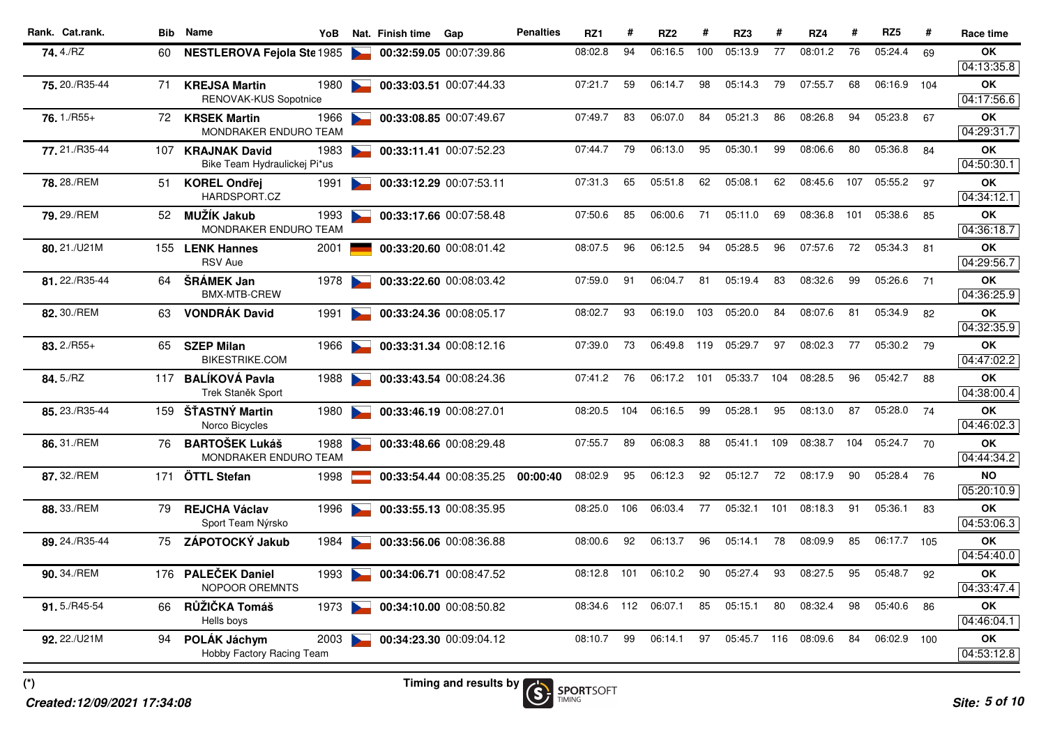| Rank. | Cat.rank. | Bib | Name | YoB | Nat. | Finish time | Gap | Penalties | RZ1 | # | RZ2 | # | RZ3 | # | RZ4 | # | RZ5 | # | Race time |
|---|---|---|---|---|---|---|---|---|---|---|---|---|---|---|---|---|---|---|---|
| **74.** | 4./RZ | 60 | **NESTLEROVA Fejola Ste** | 1985 | | **00:32:59.05** | 00:07:39.86 | | 08:02.8 | 94 | 06:16.5 | 100 | 05:13.9 | 77 | 08:01.2 | 76 | 05:24.4 | 69 | **OK** 04:13:35.8 |
| **75.** | 20./R35-44 | 71 | **KREJSA Martin** RENOVAK-KUS Sopotnice | 1980 | | **00:33:03.51** | 00:07:44.33 | | 07:21.7 | 59 | 06:14.7 | 98 | 05:14.3 | 79 | 07:55.7 | 68 | 06:16.9 | 104 | **OK** 04:17:56.6 |
| **76.** | 1./R55+ | 72 | **KRSEK Martin** MONDRAKER ENDURO TEAM | 1966 | | **00:33:08.85** | 00:07:49.67 | | 07:49.7 | 83 | 06:07.0 | 84 | 05:21.3 | 86 | 08:26.8 | 94 | 05:23.8 | 67 | **OK** 04:29:31.7 |
| **77.** | 21./R35-44 | 107 | **KRAJNAK David** Bike Team Hydraulickej Pi*us | 1983 | | **00:33:11.41** | 00:07:52.23 | | 07:44.7 | 79 | 06:13.0 | 95 | 05:30.1 | 99 | 08:06.6 | 80 | 05:36.8 | 84 | **OK** 04:50:30.1 |
| **78.** | 28./REM | 51 | **KOREL Ondřej** HARDSPORT.CZ | 1991 | | **00:33:12.29** | 00:07:53.11 | | 07:31.3 | 65 | 05:51.8 | 62 | 05:08.1 | 62 | 08:45.6 | 107 | 05:55.2 | 97 | **OK** 04:34:12.1 |
| **79.** | 29./REM | 52 | **MUŽÍK Jakub** MONDRAKER ENDURO TEAM | 1993 | | **00:33:17.66** | 00:07:58.48 | | 07:50.6 | 85 | 06:00.6 | 71 | 05:11.0 | 69 | 08:36.8 | 101 | 05:38.6 | 85 | **OK** 04:36:18.7 |
| **80.** | 21./U21M | 155 | **LENK Hannes** RSV Aue | 2001 | | **00:33:20.60** | 00:08:01.42 | | 08:07.5 | 96 | 06:12.5 | 94 | 05:28.5 | 96 | 07:57.6 | 72 | 05:34.3 | 81 | **OK** 04:29:56.7 |
| **81.** | 22./R35-44 | 64 | **ŠRÁMEK Jan** BMX-MTB-CREW | 1978 | | **00:33:22.60** | 00:08:03.42 | | 07:59.0 | 91 | 06:04.7 | 81 | 05:19.4 | 83 | 08:32.6 | 99 | 05:26.6 | 71 | **OK** 04:36:25.9 |
| **82.** | 30./REM | 63 | **VONDRÁK David** | 1991 | | **00:33:24.36** | 00:08:05.17 | | 08:02.7 | 93 | 06:19.0 | 103 | 05:20.0 | 84 | 08:07.6 | 81 | 05:34.9 | 82 | **OK** 04:32:35.9 |
| **83.** | 2./R55+ | 65 | **SZEP Milan** BIKESTRIKE.COM | 1966 | | **00:33:31.34** | 00:08:12.16 | | 07:39.0 | 73 | 06:49.8 | 119 | 05:29.7 | 97 | 08:02.3 | 77 | 05:30.2 | 79 | **OK** 04:47:02.2 |
| **84.** | 5./RZ | 117 | **BALÍKOVÁ Pavla** Trek Staněk Sport | 1988 | | **00:33:43.54** | 00:08:24.36 | | 07:41.2 | 76 | 06:17.2 | 101 | 05:33.7 | 104 | 08:28.5 | 96 | 05:42.7 | 88 | **OK** 04:38:00.4 |
| **85.** | 23./R35-44 | 159 | **ŠŤASTNÝ Martin** Norco Bicycles | 1980 | | **00:33:46.19** | 00:08:27.01 | | 08:20.5 | 104 | 06:16.5 | 99 | 05:28.1 | 95 | 08:13.0 | 87 | 05:28.0 | 74 | **OK** 04:46:02.3 |
| **86.** | 31./REM | 76 | **BARTOŠEK Lukáš** MONDRAKER ENDURO TEAM | 1988 | | **00:33:48.66** | 00:08:29.48 | | 07:55.7 | 89 | 06:08.3 | 88 | 05:41.1 | 109 | 08:38.7 | 104 | 05:24.7 | 70 | **OK** 04:44:34.2 |
| **87.** | 32./REM | 171 | **ÖTTL Stefan** | 1998 | | **00:33:54.44** | 00:08:35.25 | **00:00:40** | 08:02.9 | 95 | 06:12.3 | 92 | 05:12.7 | 72 | 08:17.9 | 90 | 05:28.4 | 76 | **NO** 05:20:10.9 |
| **88.** | 33./REM | 79 | **REJCHA Václav** Sport Team Nýrsko | 1996 | | **00:33:55.13** | 00:08:35.95 | | 08:25.0 | 106 | 06:03.4 | 77 | 05:32.1 | 101 | 08:18.3 | 91 | 05:36.1 | 83 | **OK** 04:53:06.3 |
| **89.** | 24./R35-44 | 75 | **ZÁPOTOCKÝ Jakub** | 1984 | | **00:33:56.06** | 00:08:36.88 | | 08:00.6 | 92 | 06:13.7 | 96 | 05:14.1 | 78 | 08:09.9 | 85 | 06:17.7 | 105 | **OK** 04:54:40.0 |
| **90.** | 34./REM | 176 | **PALEČEK Daniel** NOPOOR OREMNTS | 1993 | | **00:34:06.71** | 00:08:47.52 | | 08:12.8 | 101 | 06:10.2 | 90 | 05:27.4 | 93 | 08:27.5 | 95 | 05:48.7 | 92 | **OK** 04:33:47.4 |
| **91.** | 5./R45-54 | 66 | **RŮŽIČKA Tomáš** Hells boys | 1973 | | **00:34:10.00** | 00:08:50.82 | | 08:34.6 | 112 | 06:07.1 | 85 | 05:15.1 | 80 | 08:32.4 | 98 | 05:40.6 | 86 | **OK** 04:46:04.1 |
| **92.** | 22./U21M | 94 | **POLÁK Jáchym** Hobby Factory Racing Team | 2003 | | **00:34:23.30** | 00:09:04.12 | | 08:10.7 | 99 | 06:14.1 | 97 | 05:45.7 | 116 | 08:09.6 | 84 | 06:02.9 | 100 | **OK** 04:53:12.8 |

(*)

Timing and results by SPORTSOFT TIMING

*Created:12/09/2021 17:34:08*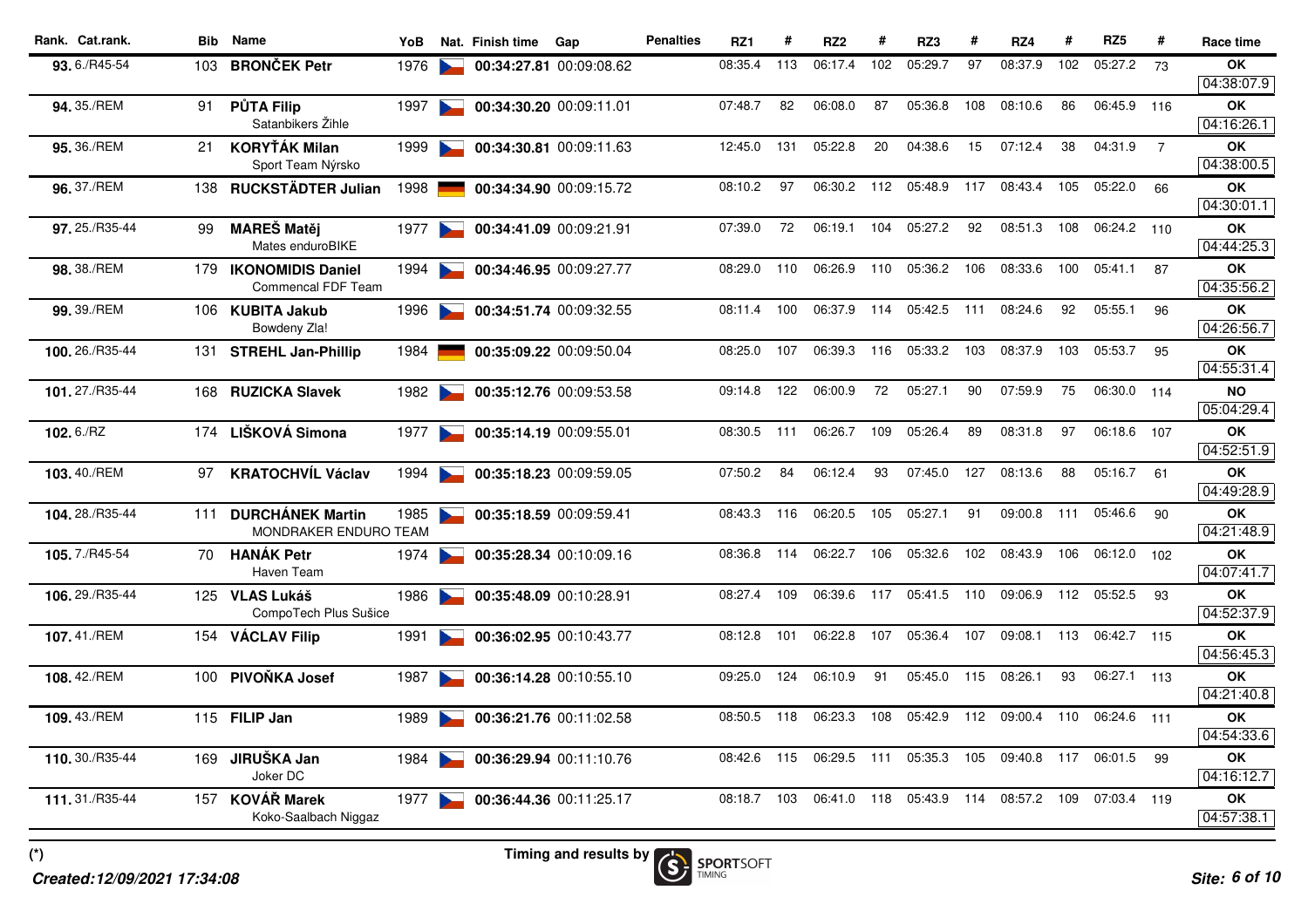| Rank. | Cat.rank. | Bib | Name | YoB | Nat. | Finish time | Gap | Penalties | RZ1 | # | RZ2 | # | RZ3 | # | RZ4 | # | RZ5 | # | Race time |
|---|---|---|---|---|---|---|---|---|---|---|---|---|---|---|---|---|---|---|---|
| 93. | 6./R45-54 | 103 | **BRONČEK Petr** | 1976 | CZE | **00:34:27.81** | 00:09:08.62 | | 08:35.4 | 113 | 06:17.4 | 102 | 05:29.7 | 97 | 08:37.9 | 102 | 05:27.2 | 73 | **OK** 04:38:07.9 |
| 94. | 35./REM | 91 | **PŮTA Filip** Satanbikers Žihle | 1997 | CZE | **00:34:30.20** | 00:09:11.01 | | 07:48.7 | 82 | 06:08.0 | 87 | 05:36.8 | 108 | 08:10.6 | 86 | 06:45.9 | 116 | **OK** 04:16:26.1 |
| 95. | 36./REM | 21 | **KORYŤÁK Milan** Sport Team Nýrsko | 1999 | CZE | **00:34:30.81** | 00:09:11.63 | | 12:45.0 | 131 | 05:22.8 | 20 | 04:38.6 | 15 | 07:12.4 | 38 | 04:31.9 | 7 | **OK** 04:38:00.5 |
| 96. | 37./REM | 138 | **RUCKSTÄDTER Julian** | 1998 | GER | **00:34:34.90** | 00:09:15.72 | | 08:10.2 | 97 | 06:30.2 | 112 | 05:48.9 | 117 | 08:43.4 | 105 | 05:22.0 | 66 | **OK** 04:30:01.1 |
| 97. | 25./R35-44 | 99 | **MAREŠ Matěj** Mates enduroBIKE | 1977 | CZE | **00:34:41.09** | 00:09:21.91 | | 07:39.0 | 72 | 06:19.1 | 104 | 05:27.2 | 92 | 08:51.3 | 108 | 06:24.2 | 110 | **OK** 04:44:25.3 |
| 98. | 38./REM | 179 | **IKONOMIDIS Daniel** Commencal FDF Team | 1994 | CZE | **00:34:46.95** | 00:09:27.77 | | 08:29.0 | 110 | 06:26.9 | 110 | 05:36.2 | 106 | 08:33.6 | 100 | 05:41.1 | 87 | **OK** 04:35:56.2 |
| 99. | 39./REM | 106 | **KUBITA Jakub** Bowdeny Zla! | 1996 | CZE | **00:34:51.74** | 00:09:32.55 | | 08:11.4 | 100 | 06:37.9 | 114 | 05:42.5 | 111 | 08:24.6 | 92 | 05:55.1 | 96 | **OK** 04:26:56.7 |
| 100. | 26./R35-44 | 131 | **STREHL Jan-Phillip** | 1984 | GER | **00:35:09.22** | 00:09:50.04 | | 08:25.0 | 107 | 06:39.3 | 116 | 05:33.2 | 103 | 08:37.9 | 103 | 05:53.7 | 95 | **OK** 04:55:31.4 |
| 101. | 27./R35-44 | 168 | **RUZICKA Slavek** | 1982 | CZE | **00:35:12.76** | 00:09:53.58 | | 09:14.8 | 122 | 06:00.9 | 72 | 05:27.1 | 90 | 07:59.9 | 75 | 06:30.0 | 114 | **NO** 05:04:29.4 |
| 102. | 6./RZ | 174 | **LIŠKOVÁ Simona** | 1977 | CZE | **00:35:14.19** | 00:09:55.01 | | 08:30.5 | 111 | 06:26.7 | 109 | 05:26.4 | 89 | 08:31.8 | 97 | 06:18.6 | 107 | **OK** 04:52:51.9 |
| 103. | 40./REM | 97 | **KRATOCHVÍL Václav** | 1994 | CZE | **00:35:18.23** | 00:09:59.05 | | 07:50.2 | 84 | 06:12.4 | 93 | 07:45.0 | 127 | 08:13.6 | 88 | 05:16.7 | 61 | **OK** 04:49:28.9 |
| 104. | 28./R35-44 | 111 | **DURCHÁNEK Martin** MONDRAKER ENDURO TEAM | 1985 | CZE | **00:35:18.59** | 00:09:59.41 | | 08:43.3 | 116 | 06:20.5 | 105 | 05:27.1 | 91 | 09:00.8 | 111 | 05:46.6 | 90 | **OK** 04:21:48.9 |
| 105. | 7./R45-54 | 70 | **HANÁK Petr** Haven Team | 1974 | CZE | **00:35:28.34** | 00:10:09.16 | | 08:36.8 | 114 | 06:22.7 | 106 | 05:32.6 | 102 | 08:43.9 | 106 | 06:12.0 | 102 | **OK** 04:07:41.7 |
| 106. | 29./R35-44 | 125 | **VLAS Lukáš** CompoTech Plus Sušice | 1986 | CZE | **00:35:48.09** | 00:10:28.91 | | 08:27.4 | 109 | 06:39.6 | 117 | 05:41.5 | 110 | 09:06.9 | 112 | 05:52.5 | 93 | **OK** 04:52:37.9 |
| 107. | 41./REM | 154 | **VÁCLAV Filip** | 1991 | CZE | **00:36:02.95** | 00:10:43.77 | | 08:12.8 | 101 | 06:22.8 | 107 | 05:36.4 | 107 | 09:08.1 | 113 | 06:42.7 | 115 | **OK** 04:56:45.3 |
| 108. | 42./REM | 100 | **PIVOŇKA Josef** | 1987 | CZE | **00:36:14.28** | 00:10:55.10 | | 09:25.0 | 124 | 06:10.9 | 91 | 05:45.0 | 115 | 08:26.1 | 93 | 06:27.1 | 113 | **OK** 04:21:40.8 |
| 109. | 43./REM | 115 | **FILIP Jan** | 1989 | CZE | **00:36:21.76** | 00:11:02.58 | | 08:50.5 | 118 | 06:23.3 | 108 | 05:42.9 | 112 | 09:00.4 | 110 | 06:24.6 | 111 | **OK** 04:54:33.6 |
| 110. | 30./R35-44 | 169 | **JIRUŠKA Jan** Joker DC | 1984 | CZE | **00:36:29.94** | 00:11:10.76 | | 08:42.6 | 115 | 06:29.5 | 111 | 05:35.3 | 105 | 09:40.8 | 117 | 06:01.5 | 99 | **OK** 04:16:12.7 |
| 111. | 31./R35-44 | 157 | **KOVÁŘ Marek** Koko-Saalbach Niggaz | 1977 | CZE | **00:36:44.36** | 00:11:25.17 | | 08:18.7 | 103 | 06:41.0 | 118 | 05:43.9 | 114 | 08:57.2 | 109 | 07:03.4 | 119 | **OK** 04:57:38.1 |

(*)

Timing and results by SPORTSOFT TIMING

*Created:12/09/2021 17:34:08*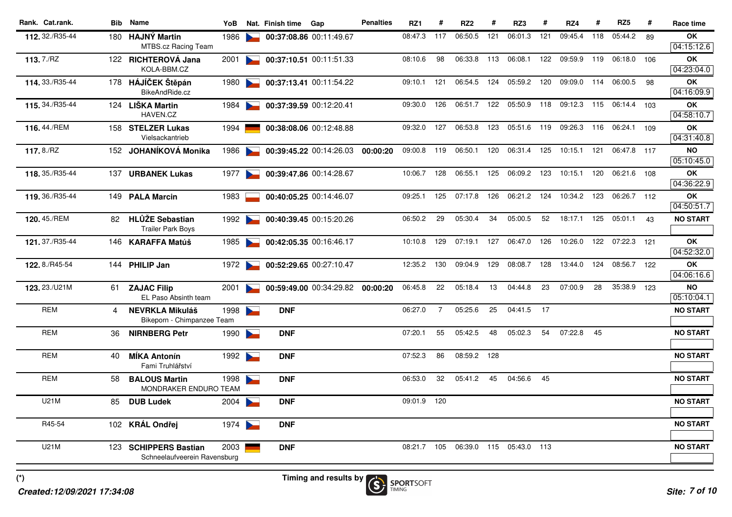| Rank. | Cat.rank. | Bib | Name | YoB | Nat. | Finish time | Gap | Penalties | RZ1 | # | RZ2 | # | RZ3 | # | RZ4 | # | RZ5 | # | Race time |
|---|---|---|---|---|---|---|---|---|---|---|---|---|---|---|---|---|---|---|---|
| 112. | 32./R35-44 | 180 | **HAJNÝ Martin** MTBS.cz Racing Team | 1986 | | **00:37:08.86** | 00:11:49.67 | | 08:47.3 | 117 | 06:50.5 | 121 | 06:01.3 | 121 | 09:45.4 | 118 | 05:44.2 | 89 | **OK** 04:15:12.6 |
| 113. | 7./RZ | 122 | **RICHTEROVÁ Jana** KOLA-BBM.CZ | 2001 | | **00:37:10.51** | 00:11:51.33 | | 08:10.6 | 98 | 06:33.8 | 113 | 06:08.1 | 122 | 09:59.9 | 119 | 06:18.0 | 106 | **OK** 04:23:04.0 |
| 114. | 33./R35-44 | 178 | **HÁJÍČEK Štěpán** BikeAndRide.cz | 1980 | | **00:37:13.41** | 00:11:54.22 | | 09:10.1 | 121 | 06:54.5 | 124 | 05:59.2 | 120 | 09:09.0 | 114 | 06:00.5 | 98 | **OK** 04:16:09.9 |
| 115. | 34./R35-44 | 124 | **LIŠKA Martin** HAVEN.CZ | 1984 | | **00:37:39.59** | 00:12:20.41 | | 09:30.0 | 126 | 06:51.7 | 122 | 05:50.9 | 118 | 09:12.3 | 115 | 06:14.4 | 103 | **OK** 04:58:10.7 |
| 116. | 44./REM | 158 | **STELZER Lukas** Vielsackantrieb | 1994 | | **00:38:08.06** | 00:12:48.88 | | 09:32.0 | 127 | 06:53.8 | 123 | 05:51.6 | 119 | 09:26.3 | 116 | 06:24.1 | 109 | **OK** 04:31:40.8 |
| 117. | 8./RZ | 152 | **JOHANÍKOVÁ Monika** | 1986 | | **00:39:45.22** | 00:14:26.03 | **00:00:20** | 09:00.8 | 119 | 06:50.1 | 120 | 06:31.4 | 125 | 10:15.1 | 121 | 06:47.8 | 117 | **NO** 05:10:45.0 |
| 118. | 35./R35-44 | 137 | **URBANEK Lukas** | 1977 | | **00:39:47.86** | 00:14:28.67 | | 10:06.7 | 128 | 06:55.1 | 125 | 06:09.2 | 123 | 10:15.1 | 120 | 06:21.6 | 108 | **OK** 04:36:22.9 |
| 119. | 36./R35-44 | 149 | **PALA Marcin** | 1983 | | **00:40:05.25** | 00:14:46.07 | | 09:25.1 | 125 | 07:17.8 | 126 | 06:21.2 | 124 | 10:34.2 | 123 | 06:26.7 | 112 | **OK** 04:50:51.7 |
| 120. | 45./REM | 82 | **HLŮŽE Sebastian** Trailer Park Boys | 1992 | | **00:40:39.45** | 00:15:20.26 | | 06:50.2 | 29 | 05:30.4 | 34 | 05:00.5 | 52 | 18:17.1 | 125 | 05:01.1 | 43 | **NO START** |
| 121. | 37./R35-44 | 146 | **KARAFFA Matúš** | 1985 | | **00:42:05.35** | 00:16:46.17 | | 10:10.8 | 129 | 07:19.1 | 127 | 06:47.0 | 126 | 10:26.0 | 122 | 07:22.3 | 121 | **OK** 04:52:32.0 |
| 122. | 8./R45-54 | 144 | **PHILIP Jan** | 1972 | | **00:52:29.65** | 00:27:10.47 | | 12:35.2 | 130 | 09:04.9 | 129 | 08:08.7 | 128 | 13:44.0 | 124 | 08:56.7 | 122 | **OK** 04:06:16.6 |
| 123. | 23./U21M | 61 | **ZAJAC Filip** EL Paso Absinth team | 2001 | | **00:59:49.00** | 00:34:29.82 | **00:00:20** | 06:45.8 | 22 | 05:18.4 | 13 | 04:44.8 | 23 | 07:00.9 | 28 | 35:38.9 | 123 | **NO** 05:10:04.1 |
| | REM | 4 | **NEVRKLA Mikuláš** Bikeporn - Chimpanzee Team | 1998 | | **DNF** | | | 06:27.0 | 7 | 05:25.6 | 25 | 04:41.5 | 17 | | | | | **NO START** |
| | REM | 36 | **NIRNBERG Petr** | 1990 | | **DNF** | | | 07:20.1 | 55 | 05:42.5 | 48 | 05:02.3 | 54 | 07:22.8 | 45 | | | **NO START** |
| | REM | 40 | **MÍKA Antonín** Fami Truhlářství | 1992 | | **DNF** | | | 07:52.3 | 86 | 08:59.2 | 128 | | | | | | | **NO START** |
| | REM | 58 | **BALOUS Martin** MONDRAKER ENDURO TEAM | 1998 | | **DNF** | | | 06:53.0 | 32 | 05:41.2 | 45 | 04:56.6 | 45 | | | | | **NO START** |
| | U21M | 85 | **DUB Ludek** | 2004 | | **DNF** | | | 09:01.9 | 120 | | | | | | | | | **NO START** |
| | R45-54 | 102 | **KRÁL Ondřej** | 1974 | | **DNF** | | | | | | | | | | | | | **NO START** |
| | U21M | 123 | **SCHIPPERS Bastian** Schneelaufveerein Ravensburg | 2003 | | **DNF** | | | 08:21.7 | 105 | 06:39.0 | 115 | 05:43.0 | 113 | | | | | **NO START** |

(*)

Timing and results by SPORTSOFT TIMING

*Created:12/09/2021 17:34:08*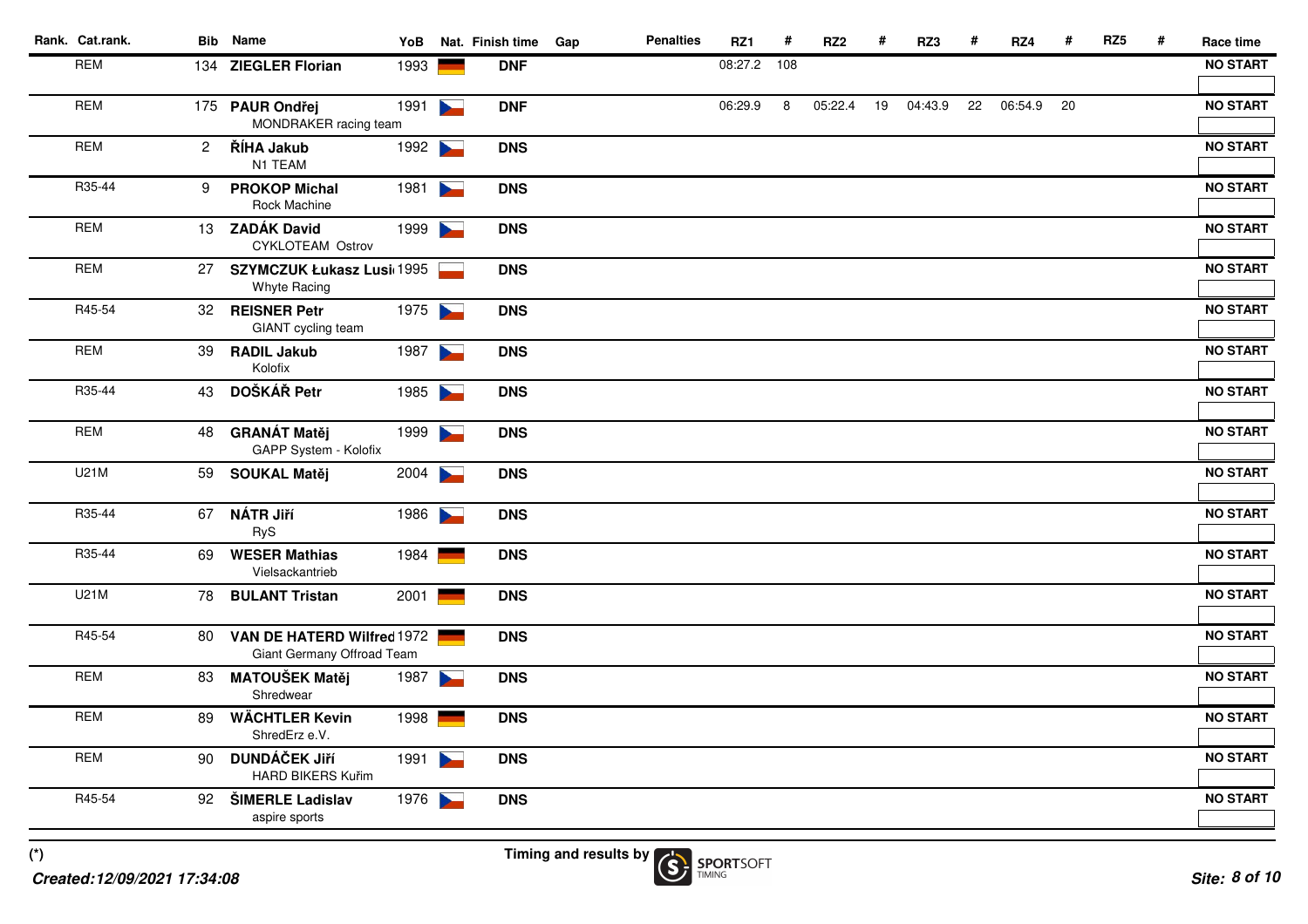| Rank. | Cat.rank. | Bib | Name | YoB | Nat. | Finish time | Gap | Penalties | RZ1 | # | RZ2 | # | RZ3 | # | RZ4 | # | RZ5 | # | Race time |
|---|---|---|---|---|---|---|---|---|---|---|---|---|---|---|---|---|---|---|---|
| | REM | 134 | **ZIEGLER Florian** | 1993 | | **DNF** | | | 08:27.2 | 108 | | | | | | | | | **NO START** |
| | REM | 175 | **PAUR Ondřej**<br>MONDRAKER racing team | 1991 | | **DNF** | | | 06:29.9 | 8 | 05:22.4 | 19 | 04:43.9 | 22 | 06:54.9 | 20 | | | **NO START** |
| | REM | 2 | **ŘÍHA Jakub**<br>N1 TEAM | 1992 | | **DNS** | | | | | | | | | | | | | **NO START** |
| | R35-44 | 9 | **PROKOP Michal**<br>Rock Machine | 1981 | | **DNS** | | | | | | | | | | | | | **NO START** |
| | REM | 13 | **ZADÁK David**<br>CYKLOTEAM Ostrov | 1999 | | **DNS** | | | | | | | | | | | | | **NO START** |
| | REM | 27 | **SZYMCZUK Łukasz Lusi** <br>Whyte Racing | 1995 | | **DNS** | | | | | | | | | | | | | **NO START** |
| | R45-54 | 32 | **REISNER Petr**<br>GIANT cycling team | 1975 | | **DNS** | | | | | | | | | | | | | **NO START** |
| | REM | 39 | **RADIL Jakub**<br>Kolofix | 1987 | | **DNS** | | | | | | | | | | | | | **NO START** |
| | R35-44 | 43 | **DOŠKÁŘ Petr** | 1985 | | **DNS** | | | | | | | | | | | | | **NO START** |
| | REM | 48 | **GRANÁT Matěj**<br>GAPP System - Kolofix | 1999 | | **DNS** | | | | | | | | | | | | | **NO START** |
| | U21M | 59 | **SOUKAL Matěj** | 2004 | | **DNS** | | | | | | | | | | | | | **NO START** |
| | R35-44 | 67 | **NÁTR Jiří**<br>RyS | 1986 | | **DNS** | | | | | | | | | | | | | **NO START** |
| | R35-44 | 69 | **WESER Mathias**<br>Vielsackantrieb | 1984 | | **DNS** | | | | | | | | | | | | | **NO START** |
| | U21M | 78 | **BULANT Tristan** | 2001 | | **DNS** | | | | | | | | | | | | | **NO START** |
| | R45-54 | 80 | **VAN DE HATERD Wilfred**<br>Giant Germany Offroad Team | 1972 | | **DNS** | | | | | | | | | | | | | **NO START** |
| | REM | 83 | **MATOUŠEK Matěj**<br>Shredwear | 1987 | | **DNS** | | | | | | | | | | | | | **NO START** |
| | REM | 89 | **WÄCHTLER Kevin**<br>ShredErz e.V. | 1998 | | **DNS** | | | | | | | | | | | | | **NO START** |
| | REM | 90 | **DUNDÁČEK Jiří**<br>HARD BIKERS Kuřim | 1991 | | **DNS** | | | | | | | | | | | | | **NO START** |
| | R45-54 | 92 | **ŠIMERLE Ladislav**<br>aspire sports | 1976 | | **DNS** | | | | | | | | | | | | | **NO START** |

(*)

*Created:12/09/2021 17:34:08*

Timing and results by SPORTSOFT TIMING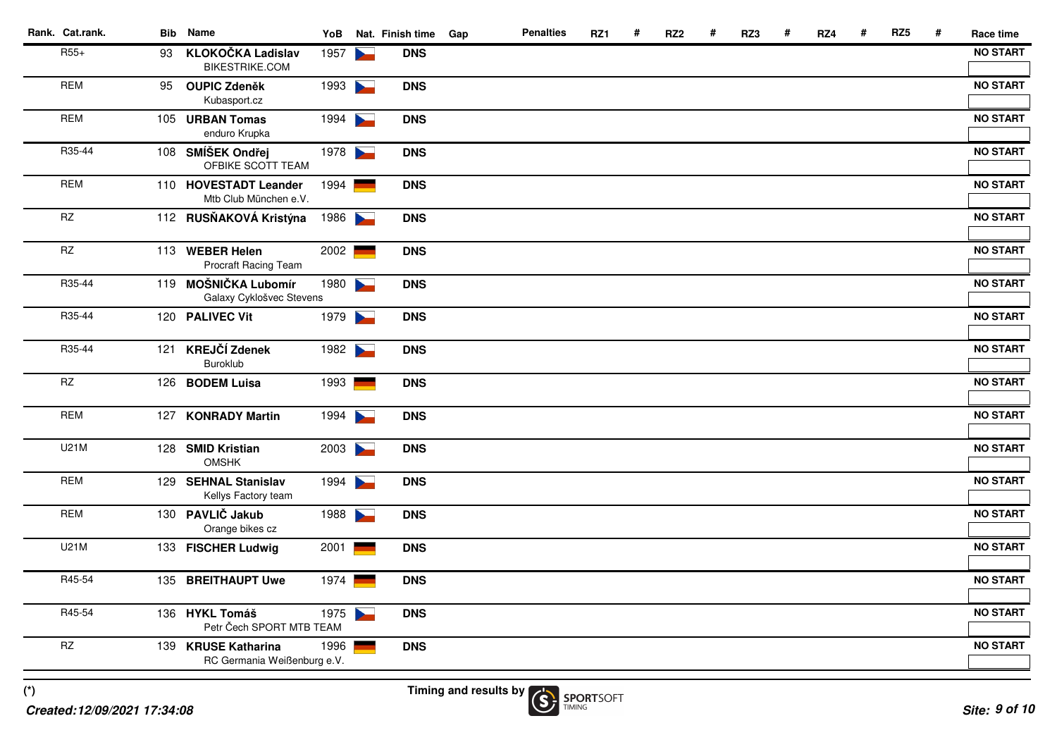| Rank. | Cat.rank. | Bib | Name | YoB | Nat. | Finish time | Gap | Penalties | RZ1 | # | RZ2 | # | RZ3 | # | RZ4 | # | RZ5 | # | Race time |
|---|---|---|---|---|---|---|---|---|---|---|---|---|---|---|---|---|---|---|---|
| | R55+ | 93 | **KLOKOČKA Ladislav**<br>BIKESTRIKE.COM | 1957 | | **DNS** | | | | | | | | | | | | | **NO START** |
| | REM | 95 | **OUPIC Zdeněk**<br>Kubasport.cz | 1993 | | **DNS** | | | | | | | | | | | | | **NO START** |
| | REM | 105 | **URBAN Tomas**<br>enduro Krupka | 1994 | | **DNS** | | | | | | | | | | | | | **NO START** |
| | R35-44 | 108 | **SMÍŠEK Ondřej**<br>OFBIKE SCOTT TEAM | 1978 | | **DNS** | | | | | | | | | | | | | **NO START** |
| | REM | 110 | **HOVESTADT Leander**<br>Mtb Club München e.V. | 1994 | | **DNS** | | | | | | | | | | | | | **NO START** |
| | RZ | 112 | **RUSŇAKOVÁ Kristýna** | 1986 | | **DNS** | | | | | | | | | | | | | **NO START** |
| | RZ | 113 | **WEBER Helen**<br>Procraft Racing Team | 2002 | | **DNS** | | | | | | | | | | | | | **NO START** |
| | R35-44 | 119 | **MOŠNIČKA Lubomír**<br>Galaxy Cyklošvec Stevens | 1980 | | **DNS** | | | | | | | | | | | | | **NO START** |
| | R35-44 | 120 | **PALIVEC Vit** | 1979 | | **DNS** | | | | | | | | | | | | | **NO START** |
| | R35-44 | 121 | **KREJČÍ Zdenek**<br>Buroklub | 1982 | | **DNS** | | | | | | | | | | | | | **NO START** |
| | RZ | 126 | **BODEM Luisa** | 1993 | | **DNS** | | | | | | | | | | | | | **NO START** |
| | REM | 127 | **KONRADY Martin** | 1994 | | **DNS** | | | | | | | | | | | | | **NO START** |
| | U21M | 128 | **SMID Kristian**<br>OMSHK | 2003 | | **DNS** | | | | | | | | | | | | | **NO START** |
| | REM | 129 | **SEHNAL Stanislav**<br>Kellys Factory team | 1994 | | **DNS** | | | | | | | | | | | | | **NO START** |
| | REM | 130 | **PAVLIČ Jakub**<br>Orange bikes cz | 1988 | | **DNS** | | | | | | | | | | | | | **NO START** |
| | U21M | 133 | **FISCHER Ludwig** | 2001 | | **DNS** | | | | | | | | | | | | | **NO START** |
| | R45-54 | 135 | **BREITHAUPT Uwe** | 1974 | | **DNS** | | | | | | | | | | | | | **NO START** |
| | R45-54 | 136 | **HYKL Tomáš**<br>Petr Čech SPORT MTB TEAM | 1975 | | **DNS** | | | | | | | | | | | | | **NO START** |
| | RZ | 139 | **KRUSE Katharina**<br>RC Germania Weißenburg e.V. | 1996 | | **DNS** | | | | | | | | | | | | | **NO START** |

(*)

*Created:12/09/2021 17:34:08*

Timing and results by SPORTSOFT TIMING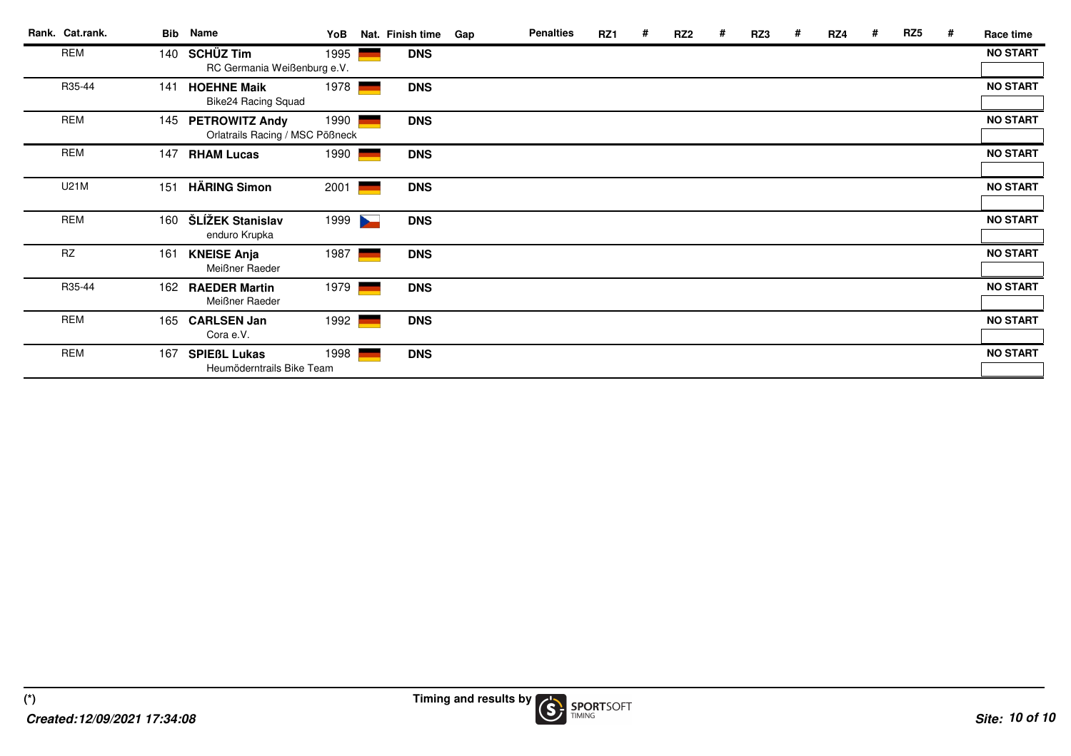| Rank. | Cat.rank. | Bib | Name | YoB | Nat. | Finish time | Gap | Penalties | RZ1 | # | RZ2 | # | RZ3 | # | RZ4 | # | RZ5 | # | Race time |
|---|---|---|---|---|---|---|---|---|---|---|---|---|---|---|---|---|---|---|---|
| | REM | 140 | **SCHÜZ Tim**<br>RC Germania Weißenburg e.V. | 1995 | GER | **DNS** | | | | | | | | | | | | | **NO START** |
| | R35-44 | 141 | **HOEHNE Maik**<br>Bike24 Racing Squad | 1978 | GER | **DNS** | | | | | | | | | | | | | **NO START** |
| | REM | 145 | **PETROWITZ Andy**<br>Orlatrails Racing / MSC Pößneck | 1990 | GER | **DNS** | | | | | | | | | | | | | **NO START** |
| | REM | 147 | **RHAM Lucas** | 1990 | GER | **DNS** | | | | | | | | | | | | | **NO START** |
| | U21M | 151 | **HÄRING Simon** | 2001 | GER | **DNS** | | | | | | | | | | | | | **NO START** |
| | REM | 160 | **ŠLÍŽEK Stanislav**<br>enduro Krupka | 1999 | CZE | **DNS** | | | | | | | | | | | | | **NO START** |
| | RZ | 161 | **KNEISE Anja**<br>Meißner Raeder | 1987 | GER | **DNS** | | | | | | | | | | | | | **NO START** |
| | R35-44 | 162 | **RAEDER Martin**<br>Meißner Raeder | 1979 | GER | **DNS** | | | | | | | | | | | | | **NO START** |
| | REM | 165 | **CARLSEN Jan**<br>Cora e.V. | 1992 | GER | **DNS** | | | | | | | | | | | | | **NO START** |
| | REM | 167 | **SPIEßL Lukas**<br>Heumöderntrails Bike Team | 1998 | GER | **DNS** | | | | | | | | | | | | | **NO START** |

(*)

*Created:12/09/2021 17:34:08*

**Timing and results by** SPORTSOFT TIMING